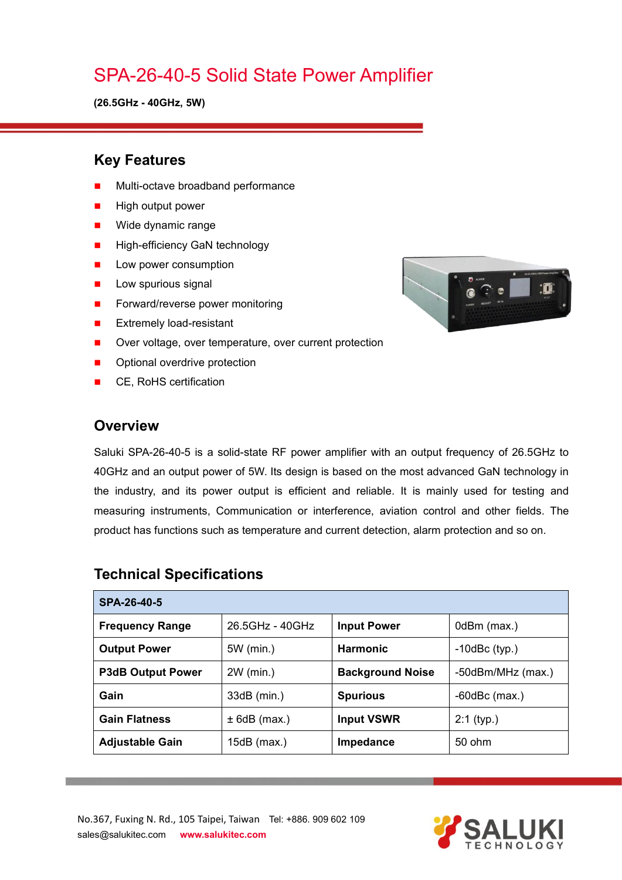# SPA-26-40-5 Solid State Power Amplifier

**(26.5GHz - 40GHz, 5W)**

## Key Features

- Multi-octave broadband performance
- High output power
- Wide dynamic range
- High-efficiency GaN technology
- Low power consumption
- Low spurious signal
- Forward/reverse power monitoring
- Extremely load-resistant
- Over voltage, over temperature, over current protection
- Optional overdrive protection
- CE, RoHS certification

## Overview

Saluki SPA-26-40-5 is a solid-state RF power amplifier with an output frequency of 26.5GHz to 40GHz and an output power of 5W. Its design is based on the most advanced GaN technology in the industry, and its power output is efficient and reliable. It is mainly used for testing and measuring instruments, Communication or interference, aviation control and other fields. The product has functions such as temperature and current detection, alarm protection and so on.

## Technical Specifications

| **SPA-26-40-5** | | | |
|---|---|---|---|
| **Frequency Range** | 26.5GHz - 40GHz | **Input Power** | 0dBm (max.) |
| **Output Power** | 5W (min.) | **Harmonic** | -10dBc (typ.) |
| **P3dB Output Power** | 2W (min.) | **Background Noise** | -50dBm/MHz (max.) |
| **Gain** | 33dB (min.) | **Spurious** | -60dBc (max.) |
| **Gain Flatness** | ± 6dB (max.) | **Input VSWR** | 2:1 (typ.) |
| **Adjustable Gain** | 15dB (max.) | **Impedance** | 50 ohm |

No.367, Fuxing N. Rd., 105 Taipei, Taiwan  Tel: +886. 909 602 109
sales@salukitec.com  **www.salukitec.com**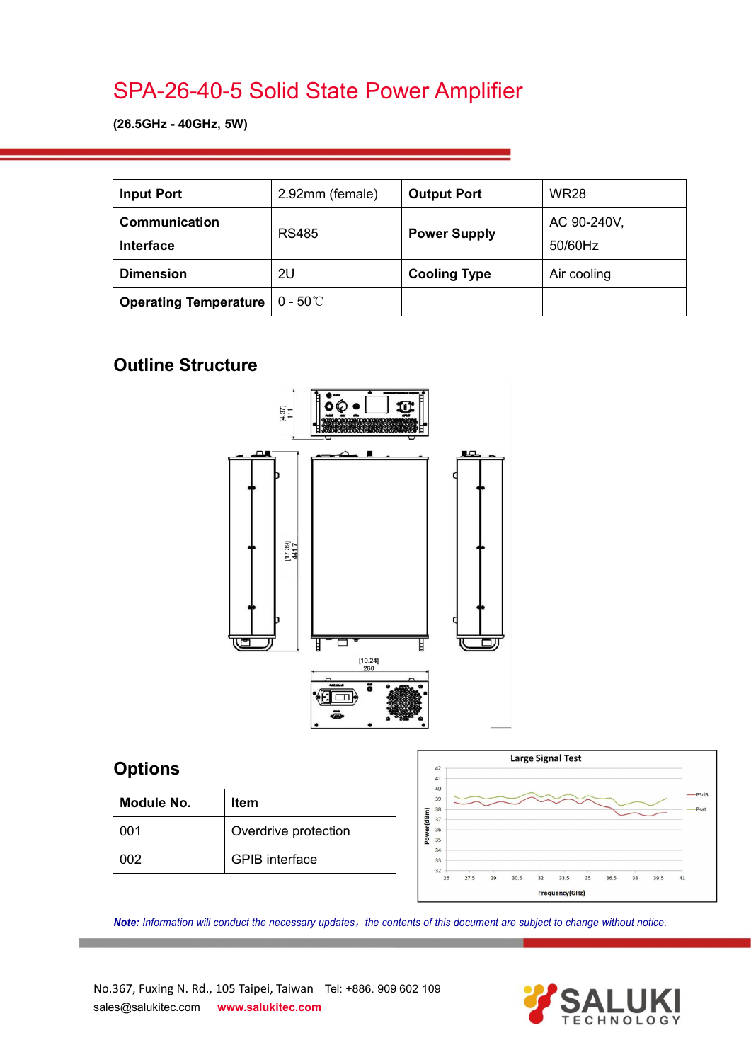# SPA-26-40-5 Solid State Power Amplifier

**(26.5GHz - 40GHz, 5W)**

| | | | |
|---|---|---|---|
| **Input Port** | 2.92mm (female) | **Output Port** | WR28 |
| **Communication Interface** | RS485 | **Power Supply** | AC 90-240V, 50/60Hz |
| **Dimension** | 2U | **Cooling Type** | Air cooling |
| **Operating Temperature** | 0 - 50℃ | | |

## Outline Structure

[4.37]
111

[17.39]
441.7

[10.24]
260

## Options

| Module No. | Item |
|---|---|
| 001 | Overdrive protection |
| 002 | GPIB interface |

Large Signal Test

Power(dBm)

42
41
40
39
38
37
36
35
34
33
32

26 27.5 29 30.5 32 33.5 35 36.5 38 39.5 41

Frequency(GHz)

P3dB

Psat

***Note:** Information will conduct the necessary updates, the contents of this document are subject to change without notice.*

No.367, Fuxing N. Rd., 105 Taipei, Taiwan Tel: +886. 909 602 109
sales@salukitec.com **www.salukitec.com**

SALUKI TECHNOLOGY